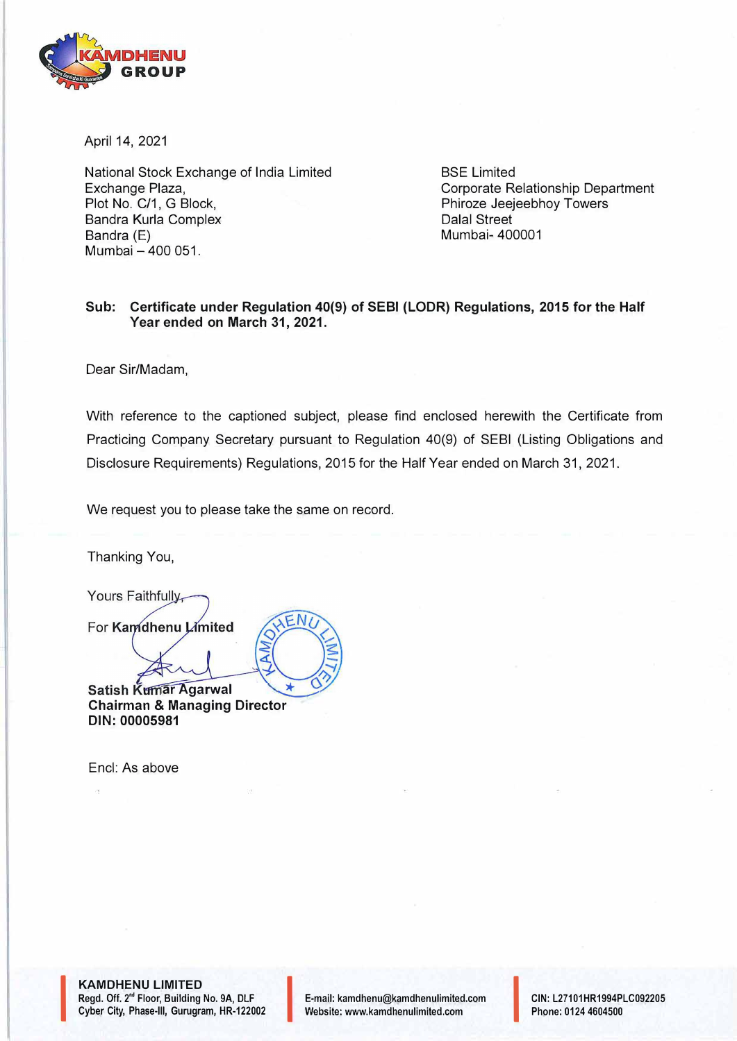April 14, 2021

National Stock Exchange of India Limited
Exchange Plaza,
Plot No. C/1, G Block,
Bandra Kurla Complex
Bandra (E)
Mumbai – 400 051.

BSE Limited
Corporate Relationship Department
Phiroze Jeejeebhoy Towers
Dalal Street
Mumbai- 400001

**Sub: Certificate under Regulation 40(9) of SEBI (LODR) Regulations, 2015 for the Half Year ended on March 31, 2021.**

Dear Sir/Madam,

With reference to the captioned subject, please find enclosed herewith the Certificate from Practicing Company Secretary pursuant to Regulation 40(9) of SEBI (Listing Obligations and Disclosure Requirements) Regulations, 2015 for the Half Year ended on March 31, 2021.

We request you to please take the same on record.

Thanking You,

Yours Faithfully,

For **Kamdhenu Limited**

**Satish Kumar Agarwal**
**Chairman & Managing Director**
**DIN: 00005981**

Encl: As above

**KAMDHENU LIMITED**
Regd. Off. 2nd Floor, Building No. 9A, DLF Cyber City, Phase-III, Gurugram, HR-122002
E-mail: kamdhenu@kamdhenulimited.com
Website: www.kamdhenulimited.com
CIN: L27101HR1994PLC092205
Phone: 0124 4604500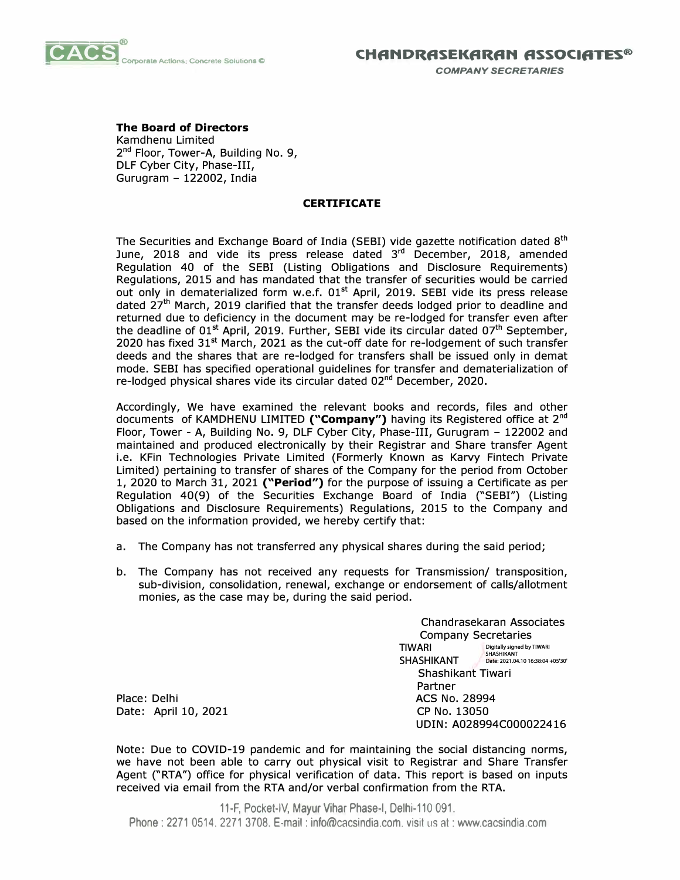**The Board of Directors**
Kamdhenu Limited
2nd Floor, Tower-A, Building No. 9,
DLF Cyber City, Phase-III,
Gurugram – 122002, India

## CERTIFICATE

The Securities and Exchange Board of India (SEBI) vide gazette notification dated 8th June, 2018 and vide its press release dated 3rd December, 2018, amended Regulation 40 of the SEBI (Listing Obligations and Disclosure Requirements) Regulations, 2015 and has mandated that the transfer of securities would be carried out only in dematerialized form w.e.f. 01st April, 2019. SEBI vide its press release dated 27th March, 2019 clarified that the transfer deeds lodged prior to deadline and returned due to deficiency in the document may be re-lodged for transfer even after the deadline of 01st April, 2019. Further, SEBI vide its circular dated 07th September, 2020 has fixed 31st March, 2021 as the cut-off date for re-lodgement of such transfer deeds and the shares that are re-lodged for transfers shall be issued only in demat mode. SEBI has specified operational guidelines for transfer and dematerialization of re-lodged physical shares vide its circular dated 02nd December, 2020.

Accordingly, We have examined the relevant books and records, files and other documents of KAMDHENU LIMITED **("Company")** having its Registered office at 2nd Floor, Tower - A, Building No. 9, DLF Cyber City, Phase-III, Gurugram – 122002 and maintained and produced electronically by their Registrar and Share transfer Agent i.e. KFin Technologies Private Limited (Formerly Known as Karvy Fintech Private Limited) pertaining to transfer of shares of the Company for the period from October 1, 2020 to March 31, 2021 **("Period")** for the purpose of issuing a Certificate as per Regulation 40(9) of the Securities Exchange Board of India ("SEBI") (Listing Obligations and Disclosure Requirements) Regulations, 2015 to the Company and based on the information provided, we hereby certify that:

a. The Company has not transferred any physical shares during the said period;

b. The Company has not received any requests for Transmission/ transposition, sub-division, consolidation, renewal, exchange or endorsement of calls/allotment monies, as the case may be, during the said period.

Chandrasekaran Associates
Company Secretaries
TIWARI SHASHIKANT (Digitally signed by TIWARI SHASHIKANT Date: 2021.04.10 16:38:04 +05'30')
Shashikant Tiwari
Partner
ACS No. 28994
CP No. 13050
UDIN: A028994C000022416

Place: Delhi
Date: April 10, 2021

Note: Due to COVID-19 pandemic and for maintaining the social distancing norms, we have not been able to carry out physical visit to Registrar and Share Transfer Agent ("RTA") office for physical verification of data. This report is based on inputs received via email from the RTA and/or verbal confirmation from the RTA.